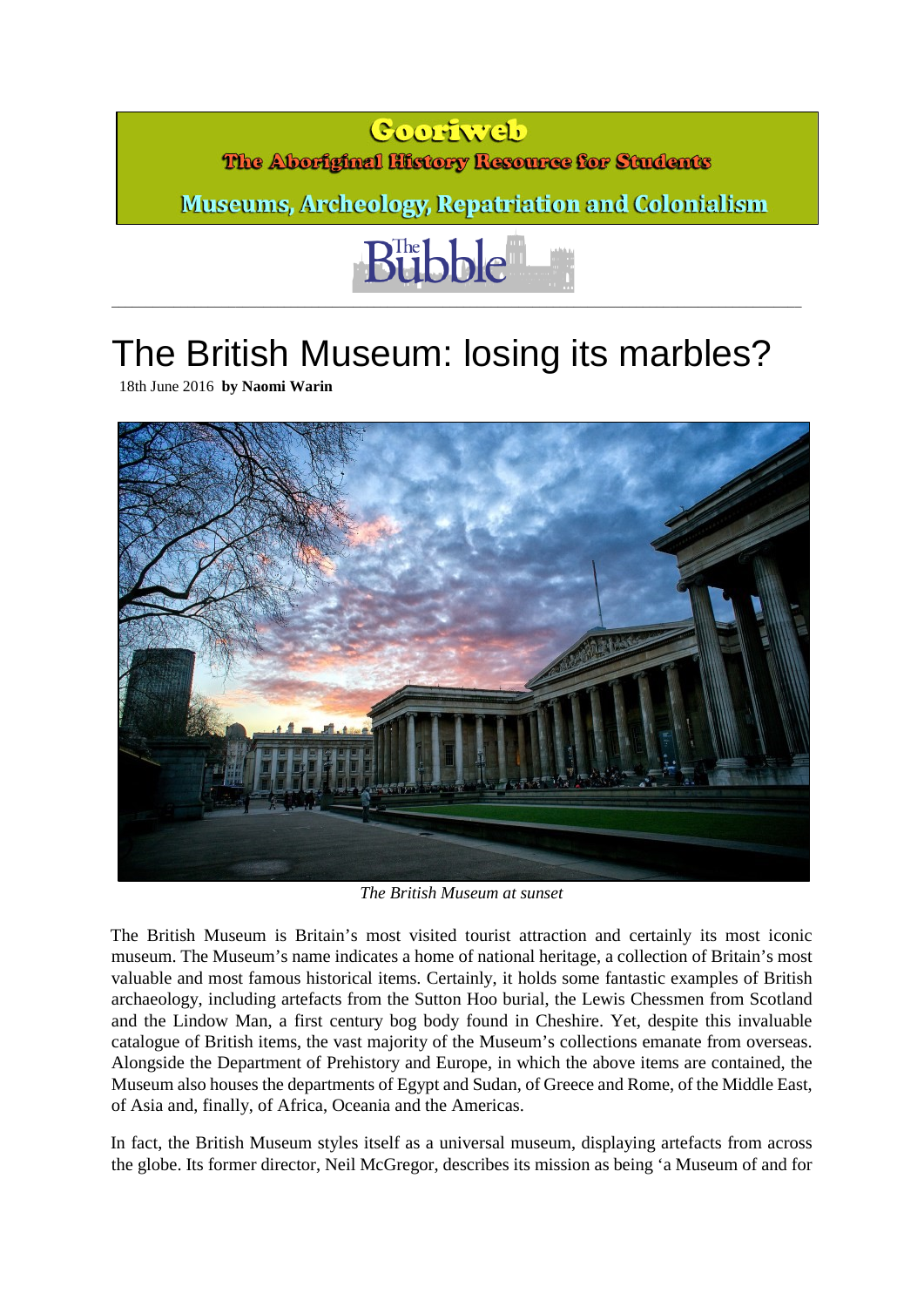**Gooriweb**

**The Aboriginal History Resource for Students**

**Museums, Archeology, Repatriation and Colonialism**

The Bubble

# The British Museum: losing its marbles?

18th June 2016 **by Naomi Warin**

*The British Museum at sunset*

The British Museum is Britain's most visited tourist attraction and certainly its most iconic museum. The Museum's name indicates a home of national heritage, a collection of Britain's most valuable and most famous historical items. Certainly, it holds some fantastic examples of British archaeology, including artefacts from the Sutton Hoo burial, the Lewis Chessmen from Scotland and the Lindow Man, a first century bog body found in Cheshire. Yet, despite this invaluable catalogue of British items, the vast majority of the Museum's collections emanate from overseas. Alongside the Department of Prehistory and Europe, in which the above items are contained, the Museum also houses the departments of Egypt and Sudan, of Greece and Rome, of the Middle East, of Asia and, finally, of Africa, Oceania and the Americas.

In fact, the British Museum styles itself as a universal museum, displaying artefacts from across the globe. Its former director, Neil McGregor, describes its mission as being 'a Museum of and for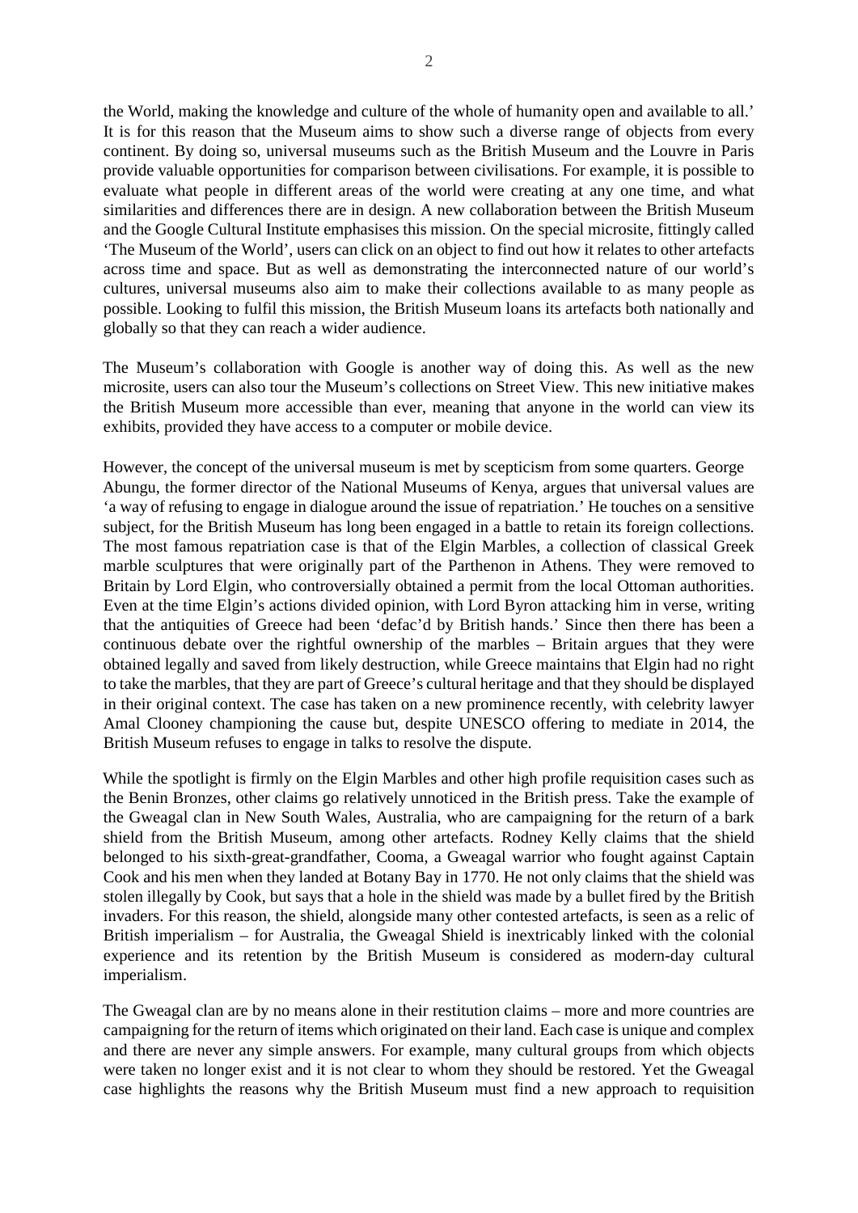the World, making the knowledge and culture of the whole of humanity open and available to all.' It is for this reason that the Museum aims to show such a diverse range of objects from every continent. By doing so, universal museums such as the British Museum and the Louvre in Paris provide valuable opportunities for comparison between civilisations. For example, it is possible to evaluate what people in different areas of the world were creating at any one time, and what similarities and differences there are in design. A new collaboration between the British Museum and the Google Cultural Institute emphasises this mission. On the special microsite, fittingly called 'The Museum of the World', users can click on an object to find out how it relates to other artefacts across time and space. But as well as demonstrating the interconnected nature of our world's cultures, universal museums also aim to make their collections available to as many people as possible. Looking to fulfil this mission, the British Museum loans its artefacts both nationally and globally so that they can reach a wider audience.

The Museum's collaboration with Google is another way of doing this. As well as the new microsite, users can also tour the Museum's collections on Street View. This new initiative makes the British Museum more accessible than ever, meaning that anyone in the world can view its exhibits, provided they have access to a computer or mobile device.

However, the concept of the universal museum is met by scepticism from some quarters. George Abungu, the former director of the National Museums of Kenya, argues that universal values are 'a way of refusing to engage in dialogue around the issue of repatriation.' He touches on a sensitive subject, for the British Museum has long been engaged in a battle to retain its foreign collections. The most famous repatriation case is that of the Elgin Marbles, a collection of classical Greek marble sculptures that were originally part of the Parthenon in Athens. They were removed to Britain by Lord Elgin, who controversially obtained a permit from the local Ottoman authorities. Even at the time Elgin's actions divided opinion, with Lord Byron attacking him in verse, writing that the antiquities of Greece had been 'defac'd by British hands.' Since then there has been a continuous debate over the rightful ownership of the marbles – Britain argues that they were obtained legally and saved from likely destruction, while Greece maintains that Elgin had no right to take the marbles, that they are part of Greece's cultural heritage and that they should be displayed in their original context. The case has taken on a new prominence recently, with celebrity lawyer Amal Clooney championing the cause but, despite UNESCO offering to mediate in 2014, the British Museum refuses to engage in talks to resolve the dispute.

While the spotlight is firmly on the Elgin Marbles and other high profile requisition cases such as the Benin Bronzes, other claims go relatively unnoticed in the British press. Take the example of the Gweagal clan in New South Wales, Australia, who are campaigning for the return of a bark shield from the British Museum, among other artefacts. Rodney Kelly claims that the shield belonged to his sixth-great-grandfather, Cooma, a Gweagal warrior who fought against Captain Cook and his men when they landed at Botany Bay in 1770. He not only claims that the shield was stolen illegally by Cook, but says that a hole in the shield was made by a bullet fired by the British invaders. For this reason, the shield, alongside many other contested artefacts, is seen as a relic of British imperialism – for Australia, the Gweagal Shield is inextricably linked with the colonial experience and its retention by the British Museum is considered as modern-day cultural imperialism.

The Gweagal clan are by no means alone in their restitution claims – more and more countries are campaigning for the return of items which originated on their land. Each case is unique and complex and there are never any simple answers. For example, many cultural groups from which objects were taken no longer exist and it is not clear to whom they should be restored. Yet the Gweagal case highlights the reasons why the British Museum must find a new approach to requisition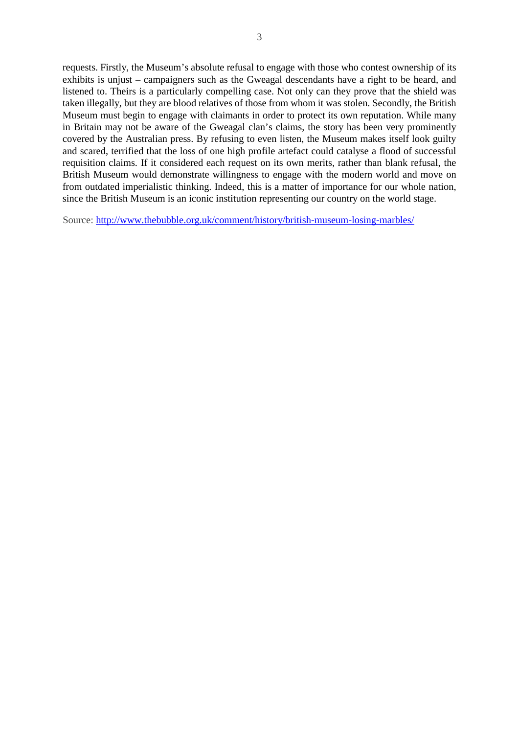requests. Firstly, the Museum's absolute refusal to engage with those who contest ownership of its exhibits is unjust – campaigners such as the Gweagal descendants have a right to be heard, and listened to. Theirs is a particularly compelling case. Not only can they prove that the shield was taken illegally, but they are blood relatives of those from whom it was stolen. Secondly, the British Museum must begin to engage with claimants in order to protect its own reputation. While many in Britain may not be aware of the Gweagal clan's claims, the story has been very prominently covered by the Australian press. By refusing to even listen, the Museum makes itself look guilty and scared, terrified that the loss of one high profile artefact could catalyse a flood of successful requisition claims. If it considered each request on its own merits, rather than blank refusal, the British Museum would demonstrate willingness to engage with the modern world and move on from outdated imperialistic thinking. Indeed, this is a matter of importance for our whole nation, since the British Museum is an iconic institution representing our country on the world stage.

Source: [http://www.thebubble.org.uk/comment/history/british-museum-losing-marbles/](http://www.thebubble.org.uk/comment/history/british-museum-losing-marbles/)